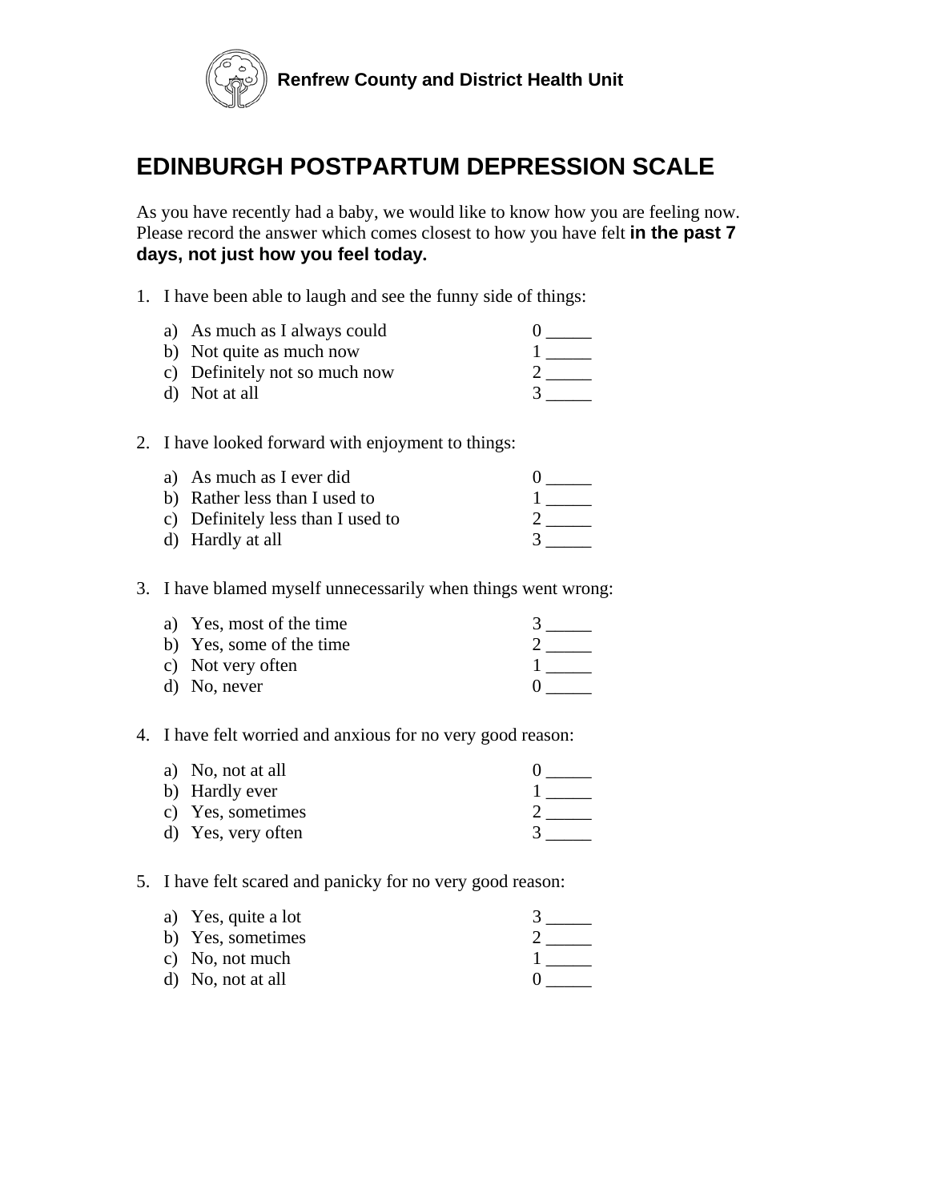**Renfrew County and District Health Unit**

# EDINBURGH POSTPARTUM DEPRESSION SCALE

As you have recently had a baby, we would like to know how you are feeling now. Please record the answer which comes closest to how you have felt **in the past 7 days, not just how you feel today.**

1. I have been able to laugh and see the funny side of things:

   a) As much as I always could 0 _____
   b) Not quite as much now 1 _____
   c) Definitely not so much now 2 _____
   d) Not at all 3 _____

2. I have looked forward with enjoyment to things:

   a) As much as I ever did 0 _____
   b) Rather less than I used to 1 _____
   c) Definitely less than I used to 2 _____
   d) Hardly at all 3 _____

3. I have blamed myself unnecessarily when things went wrong:

   a) Yes, most of the time 3 _____
   b) Yes, some of the time 2 _____
   c) Not very often 1 _____
   d) No, never 0 _____

4. I have felt worried and anxious for no very good reason:

   a) No, not at all 0 _____
   b) Hardly ever 1 _____
   c) Yes, sometimes 2 _____
   d) Yes, very often 3 _____

5. I have felt scared and panicky for no very good reason:

   a) Yes, quite a lot 3 _____
   b) Yes, sometimes 2 _____
   c) No, not much 1 _____
   d) No, not at all 0 _____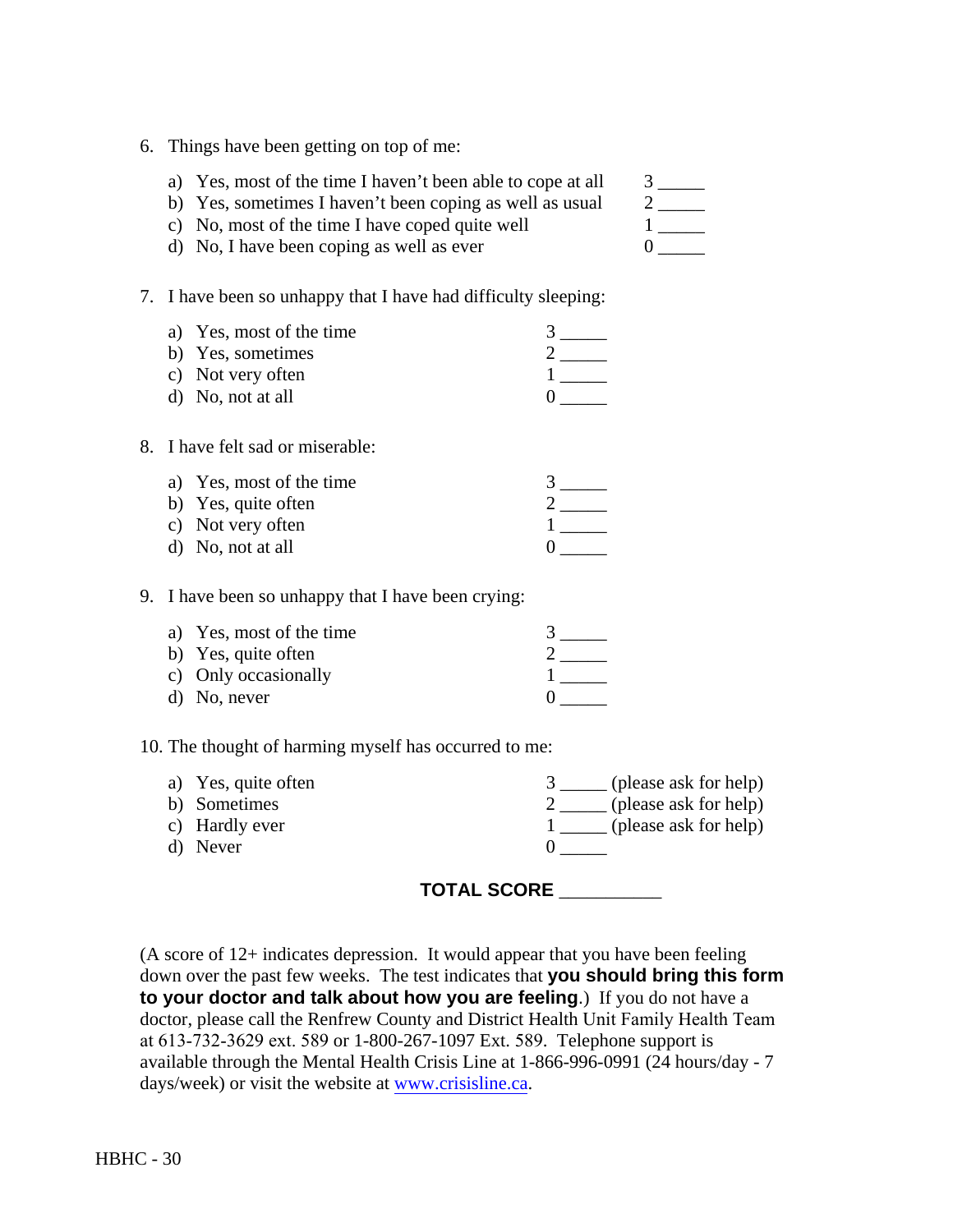6. Things have been getting on top of me:

   a) Yes, most of the time I haven't been able to cope at all 3 _____
   b) Yes, sometimes I haven't been coping as well as usual 2 _____
   c) No, most of the time I have coped quite well 1 _____
   d) No, I have been coping as well as ever 0 _____

7. I have been so unhappy that I have had difficulty sleeping:

   a) Yes, most of the time 3 _____
   b) Yes, sometimes 2 _____
   c) Not very often 1 _____
   d) No, not at all 0 _____

8. I have felt sad or miserable:

   a) Yes, most of the time 3 _____
   b) Yes, quite often 2 _____
   c) Not very often 1 _____
   d) No, not at all 0 _____

9. I have been so unhappy that I have been crying:

   a) Yes, most of the time 3 _____
   b) Yes, quite often 2 _____
   c) Only occasionally 1 _____
   d) No, never 0 _____

10. The thought of harming myself has occurred to me:

    a) Yes, quite often 3 _____ (please ask for help)
    b) Sometimes 2 _____ (please ask for help)
    c) Hardly ever 1 _____ (please ask for help)
    d) Never 0 _____

**TOTAL SCORE __________**

(A score of 12+ indicates depression. It would appear that you have been feeling down over the past few weeks. The test indicates that **you should bring this form to your doctor and talk about how you are feeling**.) If you do not have a doctor, please call the Renfrew County and District Health Unit Family Health Team at 613-732-3629 ext. 589 or 1-800-267-1097 Ext. 589. Telephone support is available through the Mental Health Crisis Line at 1-866-996-0991 (24 hours/day - 7 days/week) or visit the website at www.crisisline.ca.

HBHC - 30